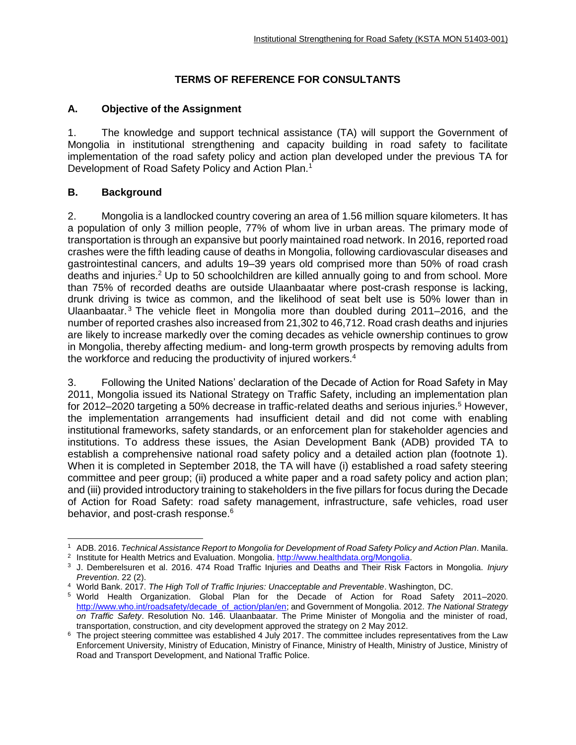# TERMS OF REFERENCE FOR CONSULTANTS

## A. Objective of the Assignment

1. The knowledge and support technical assistance (TA) will support the Government of Mongolia in institutional strengthening and capacity building in road safety to facilitate implementation of the road safety policy and action plan developed under the previous TA for Development of Road Safety Policy and Action Plan.[1]

## B. Background

2. Mongolia is a landlocked country covering an area of 1.56 million square kilometers. It has a population of only 3 million people, 77% of whom live in urban areas. The primary mode of transportation is through an expansive but poorly maintained road network. In 2016, reported road crashes were the fifth leading cause of deaths in Mongolia, following cardiovascular diseases and gastrointestinal cancers, and adults 19–39 years old comprised more than 50% of road crash deaths and injuries.[2] Up to 50 schoolchildren are killed annually going to and from school. More than 75% of recorded deaths are outside Ulaanbaatar where post-crash response is lacking, drunk driving is twice as common, and the likelihood of seat belt use is 50% lower than in Ulaanbaatar.[3] The vehicle fleet in Mongolia more than doubled during 2011–2016, and the number of reported crashes also increased from 21,302 to 46,712. Road crash deaths and injuries are likely to increase markedly over the coming decades as vehicle ownership continues to grow in Mongolia, thereby affecting medium- and long-term growth prospects by removing adults from the workforce and reducing the productivity of injured workers.[4]

3. Following the United Nations' declaration of the Decade of Action for Road Safety in May 2011, Mongolia issued its National Strategy on Traffic Safety, including an implementation plan for 2012–2020 targeting a 50% decrease in traffic-related deaths and serious injuries.[5] However, the implementation arrangements had insufficient detail and did not come with enabling institutional frameworks, safety standards, or an enforcement plan for stakeholder agencies and institutions. To address these issues, the Asian Development Bank (ADB) provided TA to establish a comprehensive national road safety policy and a detailed action plan (footnote 1). When it is completed in September 2018, the TA will have (i) established a road safety steering committee and peer group; (ii) produced a white paper and a road safety policy and action plan; and (iii) provided introductory training to stakeholders in the five pillars for focus during the Decade of Action for Road Safety: road safety management, infrastructure, safe vehicles, road user behavior, and post-crash response.[6]

---

[1] ADB. 2016. *Technical Assistance Report to Mongolia for Development of Road Safety Policy and Action Plan*. Manila.

[2] Institute for Health Metrics and Evaluation. Mongolia. http://www.healthdata.org/Mongolia.

[3] J. Demberelsuren et al. 2016. 474 Road Traffic Injuries and Deaths and Their Risk Factors in Mongolia. *Injury Prevention*. 22 (2).

[4] World Bank. 2017. *The High Toll of Traffic Injuries: Unacceptable and Preventable*. Washington, DC.

[5] World Health Organization. Global Plan for the Decade of Action for Road Safety 2011–2020. http://www.who.int/roadsafety/decade_of_action/plan/en; and Government of Mongolia. 2012. *The National Strategy on Traffic Safety*. Resolution No. 146. Ulaanbaatar. The Prime Minister of Mongolia and the minister of road, transportation, construction, and city development approved the strategy on 2 May 2012.

[6] The project steering committee was established 4 July 2017. The committee includes representatives from the Law Enforcement University, Ministry of Education, Ministry of Finance, Ministry of Health, Ministry of Justice, Ministry of Road and Transport Development, and National Traffic Police.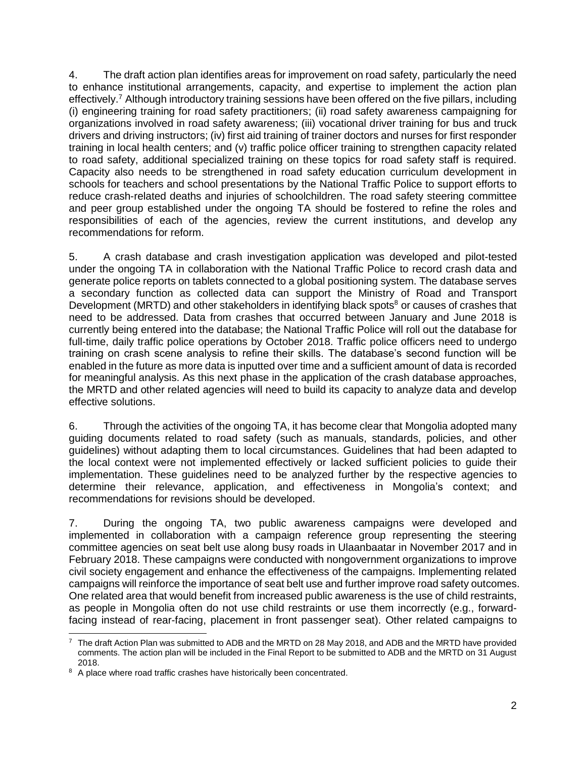4. The draft action plan identifies areas for improvement on road safety, particularly the need to enhance institutional arrangements, capacity, and expertise to implement the action plan effectively.[7] Although introductory training sessions have been offered on the five pillars, including (i) engineering training for road safety practitioners; (ii) road safety awareness campaigning for organizations involved in road safety awareness; (iii) vocational driver training for bus and truck drivers and driving instructors; (iv) first aid training of trainer doctors and nurses for first responder training in local health centers; and (v) traffic police officer training to strengthen capacity related to road safety, additional specialized training on these topics for road safety staff is required. Capacity also needs to be strengthened in road safety education curriculum development in schools for teachers and school presentations by the National Traffic Police to support efforts to reduce crash-related deaths and injuries of schoolchildren. The road safety steering committee and peer group established under the ongoing TA should be fostered to refine the roles and responsibilities of each of the agencies, review the current institutions, and develop any recommendations for reform.

5. A crash database and crash investigation application was developed and pilot-tested under the ongoing TA in collaboration with the National Traffic Police to record crash data and generate police reports on tablets connected to a global positioning system. The database serves a secondary function as collected data can support the Ministry of Road and Transport Development (MRTD) and other stakeholders in identifying black spots[8] or causes of crashes that need to be addressed. Data from crashes that occurred between January and June 2018 is currently being entered into the database; the National Traffic Police will roll out the database for full-time, daily traffic police operations by October 2018. Traffic police officers need to undergo training on crash scene analysis to refine their skills. The database's second function will be enabled in the future as more data is inputted over time and a sufficient amount of data is recorded for meaningful analysis. As this next phase in the application of the crash database approaches, the MRTD and other related agencies will need to build its capacity to analyze data and develop effective solutions.

6. Through the activities of the ongoing TA, it has become clear that Mongolia adopted many guiding documents related to road safety (such as manuals, standards, policies, and other guidelines) without adapting them to local circumstances. Guidelines that had been adapted to the local context were not implemented effectively or lacked sufficient policies to guide their implementation. These guidelines need to be analyzed further by the respective agencies to determine their relevance, application, and effectiveness in Mongolia's context; and recommendations for revisions should be developed.

7. During the ongoing TA, two public awareness campaigns were developed and implemented in collaboration with a campaign reference group representing the steering committee agencies on seat belt use along busy roads in Ulaanbaatar in November 2017 and in February 2018. These campaigns were conducted with nongovernment organizations to improve civil society engagement and enhance the effectiveness of the campaigns. Implementing related campaigns will reinforce the importance of seat belt use and further improve road safety outcomes. One related area that would benefit from increased public awareness is the use of child restraints, as people in Mongolia often do not use child restraints or use them incorrectly (e.g., forward-facing instead of rear-facing, placement in front passenger seat). Other related campaigns to

---

[7] The draft Action Plan was submitted to ADB and the MRTD on 28 May 2018, and ADB and the MRTD have provided comments. The action plan will be included in the Final Report to be submitted to ADB and the MRTD on 31 August 2018.

[8] A place where road traffic crashes have historically been concentrated.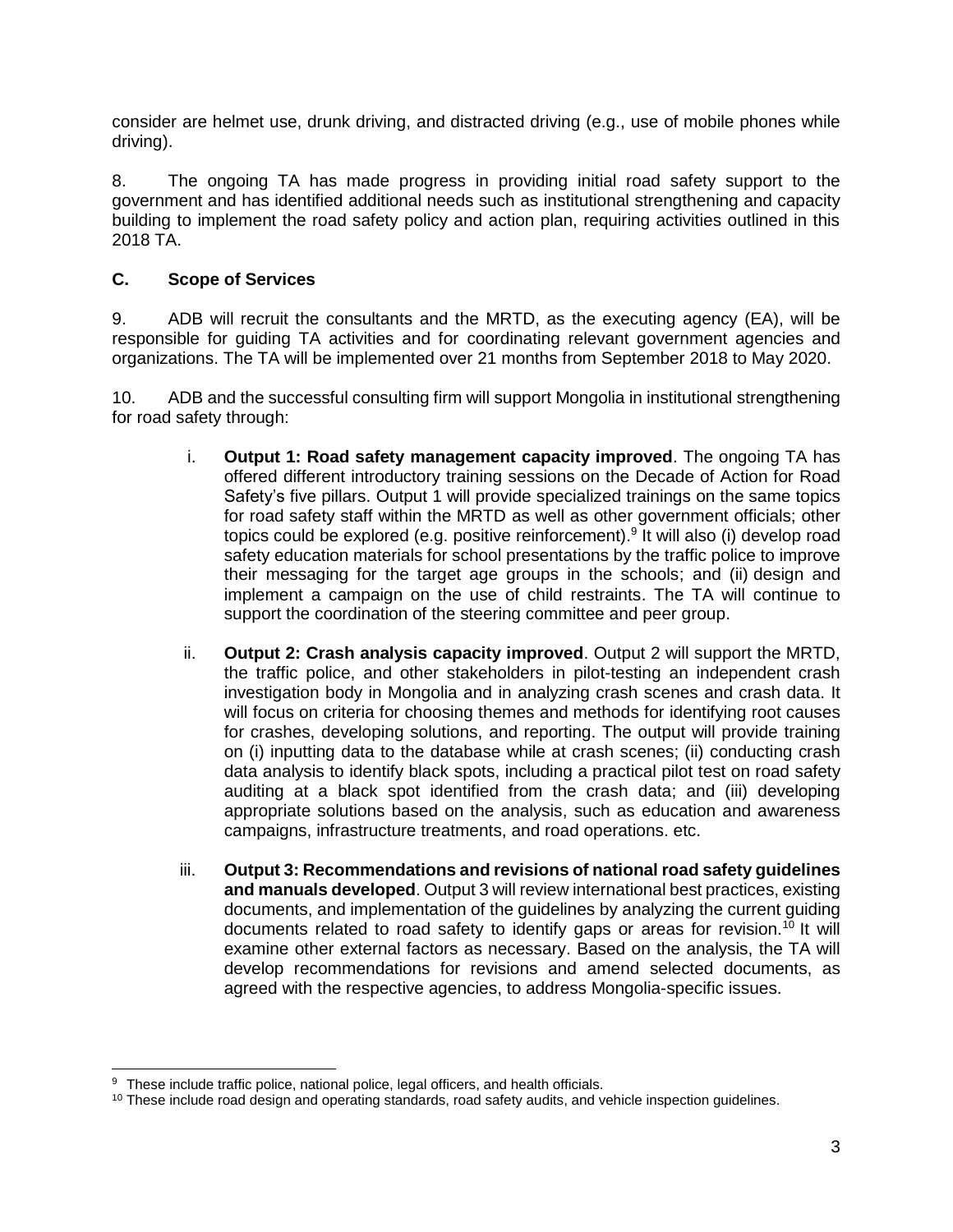consider are helmet use, drunk driving, and distracted driving (e.g., use of mobile phones while driving).

8. The ongoing TA has made progress in providing initial road safety support to the government and has identified additional needs such as institutional strengthening and capacity building to implement the road safety policy and action plan, requiring activities outlined in this 2018 TA.

### C. Scope of Services

9. ADB will recruit the consultants and the MRTD, as the executing agency (EA), will be responsible for guiding TA activities and for coordinating relevant government agencies and organizations. The TA will be implemented over 21 months from September 2018 to May 2020.

10. ADB and the successful consulting firm will support Mongolia in institutional strengthening for road safety through:

i. **Output 1: Road safety management capacity improved**. The ongoing TA has offered different introductory training sessions on the Decade of Action for Road Safety's five pillars. Output 1 will provide specialized trainings on the same topics for road safety staff within the MRTD as well as other government officials; other topics could be explored (e.g. positive reinforcement).[9] It will also (i) develop road safety education materials for school presentations by the traffic police to improve their messaging for the target age groups in the schools; and (ii) design and implement a campaign on the use of child restraints. The TA will continue to support the coordination of the steering committee and peer group.

ii. **Output 2: Crash analysis capacity improved**. Output 2 will support the MRTD, the traffic police, and other stakeholders in pilot-testing an independent crash investigation body in Mongolia and in analyzing crash scenes and crash data. It will focus on criteria for choosing themes and methods for identifying root causes for crashes, developing solutions, and reporting. The output will provide training on (i) inputting data to the database while at crash scenes; (ii) conducting crash data analysis to identify black spots, including a practical pilot test on road safety auditing at a black spot identified from the crash data; and (iii) developing appropriate solutions based on the analysis, such as education and awareness campaigns, infrastructure treatments, and road operations. etc.

iii. **Output 3: Recommendations and revisions of national road safety guidelines and manuals developed**. Output 3 will review international best practices, existing documents, and implementation of the guidelines by analyzing the current guiding documents related to road safety to identify gaps or areas for revision.[10] It will examine other external factors as necessary. Based on the analysis, the TA will develop recommendations for revisions and amend selected documents, as agreed with the respective agencies, to address Mongolia-specific issues.

---

[9] These include traffic police, national police, legal officers, and health officials.

[10] These include road design and operating standards, road safety audits, and vehicle inspection guidelines.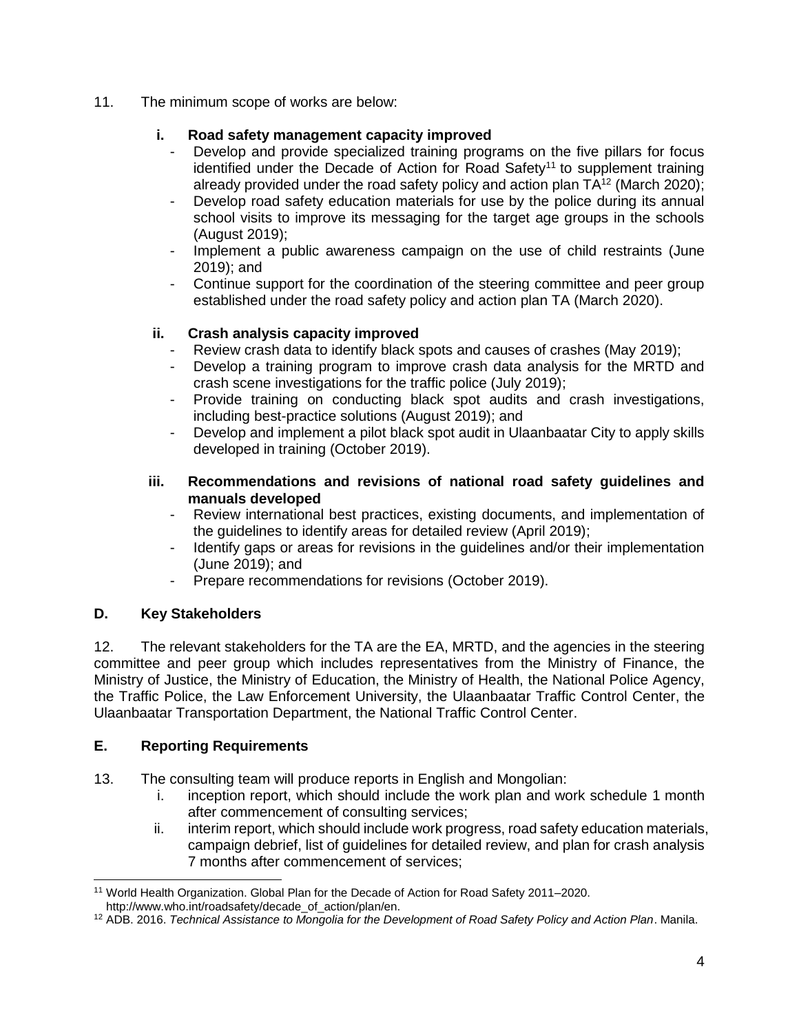11. The minimum scope of works are below:

**i. Road safety management capacity improved**

- Develop and provide specialized training programs on the five pillars for focus identified under the Decade of Action for Road Safety[11] to supplement training already provided under the road safety policy and action plan TA[12] (March 2020);
- Develop road safety education materials for use by the police during its annual school visits to improve its messaging for the target age groups in the schools (August 2019);
- Implement a public awareness campaign on the use of child restraints (June 2019); and
- Continue support for the coordination of the steering committee and peer group established under the road safety policy and action plan TA (March 2020).

**ii. Crash analysis capacity improved**

- Review crash data to identify black spots and causes of crashes (May 2019);
- Develop a training program to improve crash data analysis for the MRTD and crash scene investigations for the traffic police (July 2019);
- Provide training on conducting black spot audits and crash investigations, including best-practice solutions (August 2019); and
- Develop and implement a pilot black spot audit in Ulaanbaatar City to apply skills developed in training (October 2019).

**iii. Recommendations and revisions of national road safety guidelines and manuals developed**

- Review international best practices, existing documents, and implementation of the guidelines to identify areas for detailed review (April 2019);
- Identify gaps or areas for revisions in the guidelines and/or their implementation (June 2019); and
- Prepare recommendations for revisions (October 2019).

## D. Key Stakeholders

12. The relevant stakeholders for the TA are the EA, MRTD, and the agencies in the steering committee and peer group which includes representatives from the Ministry of Finance, the Ministry of Justice, the Ministry of Education, the Ministry of Health, the National Police Agency, the Traffic Police, the Law Enforcement University, the Ulaanbaatar Traffic Control Center, the Ulaanbaatar Transportation Department, the National Traffic Control Center.

## E. Reporting Requirements

13. The consulting team will produce reports in English and Mongolian:

i. inception report, which should include the work plan and work schedule 1 month after commencement of consulting services;

ii. interim report, which should include work progress, road safety education materials, campaign debrief, list of guidelines for detailed review, and plan for crash analysis 7 months after commencement of services;

---

[11] World Health Organization. Global Plan for the Decade of Action for Road Safety 2011–2020. http://www.who.int/roadsafety/decade_of_action/plan/en.

[12] ADB. 2016. *Technical Assistance to Mongolia for the Development of Road Safety Policy and Action Plan*. Manila.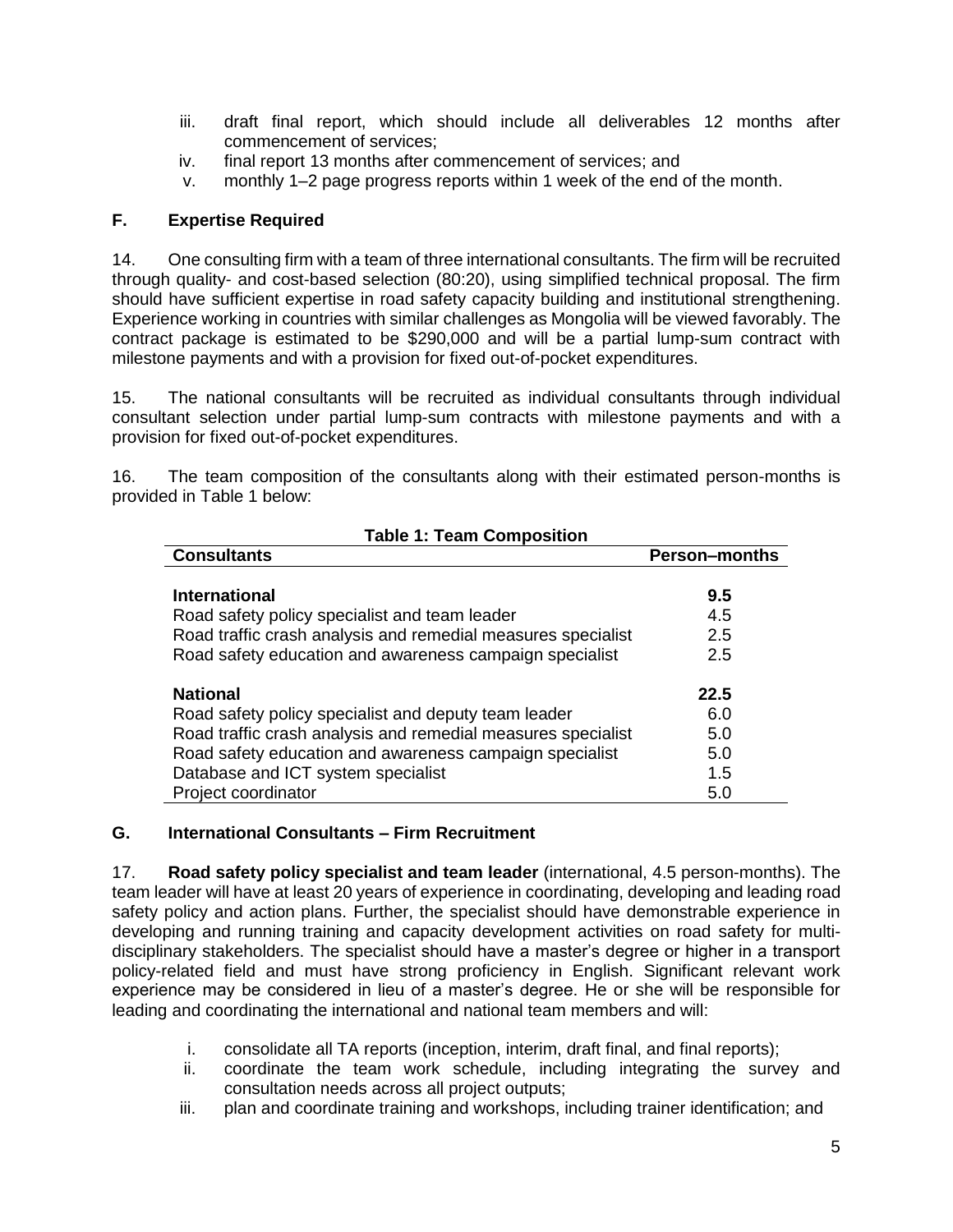iii. draft final report, which should include all deliverables 12 months after commencement of services;
iv. final report 13 months after commencement of services; and
v. monthly 1–2 page progress reports within 1 week of the end of the month.

## F. Expertise Required

14. One consulting firm with a team of three international consultants. The firm will be recruited through quality- and cost-based selection (80:20), using simplified technical proposal. The firm should have sufficient expertise in road safety capacity building and institutional strengthening. Experience working in countries with similar challenges as Mongolia will be viewed favorably. The contract package is estimated to be $290,000 and will be a partial lump-sum contract with milestone payments and with a provision for fixed out-of-pocket expenditures.

15. The national consultants will be recruited as individual consultants through individual consultant selection under partial lump-sum contracts with milestone payments and with a provision for fixed out-of-pocket expenditures.

16. The team composition of the consultants along with their estimated person-months is provided in Table 1 below:

**Table 1: Team Composition**

| Consultants | Person–months |
|---|---|
| **International** | **9.5** |
| Road safety policy specialist and team leader | 4.5 |
| Road traffic crash analysis and remedial measures specialist | 2.5 |
| Road safety education and awareness campaign specialist | 2.5 |
| **National** | **22.5** |
| Road safety policy specialist and deputy team leader | 6.0 |
| Road traffic crash analysis and remedial measures specialist | 5.0 |
| Road safety education and awareness campaign specialist | 5.0 |
| Database and ICT system specialist | 1.5 |
| Project coordinator | 5.0 |

## G. International Consultants – Firm Recruitment

17. **Road safety policy specialist and team leader** (international, 4.5 person-months). The team leader will have at least 20 years of experience in coordinating, developing and leading road safety policy and action plans. Further, the specialist should have demonstrable experience in developing and running training and capacity development activities on road safety for multi-disciplinary stakeholders. The specialist should have a master's degree or higher in a transport policy-related field and must have strong proficiency in English. Significant relevant work experience may be considered in lieu of a master's degree. He or she will be responsible for leading and coordinating the international and national team members and will:

i. consolidate all TA reports (inception, interim, draft final, and final reports);
ii. coordinate the team work schedule, including integrating the survey and consultation needs across all project outputs;
iii. plan and coordinate training and workshops, including trainer identification; and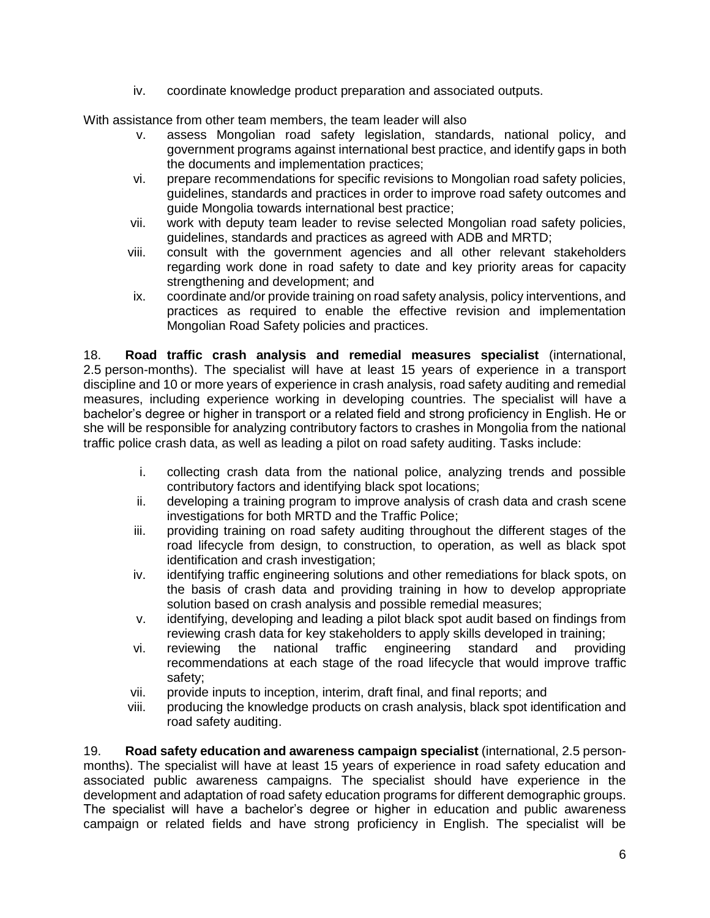iv. coordinate knowledge product preparation and associated outputs.

With assistance from other team members, the team leader will also

v. assess Mongolian road safety legislation, standards, national policy, and government programs against international best practice, and identify gaps in both the documents and implementation practices;
vi. prepare recommendations for specific revisions to Mongolian road safety policies, guidelines, standards and practices in order to improve road safety outcomes and guide Mongolia towards international best practice;
vii. work with deputy team leader to revise selected Mongolian road safety policies, guidelines, standards and practices as agreed with ADB and MRTD;
viii. consult with the government agencies and all other relevant stakeholders regarding work done in road safety to date and key priority areas for capacity strengthening and development; and
ix. coordinate and/or provide training on road safety analysis, policy interventions, and practices as required to enable the effective revision and implementation Mongolian Road Safety policies and practices.

18. **Road traffic crash analysis and remedial measures specialist** (international, 2.5 person-months). The specialist will have at least 15 years of experience in a transport discipline and 10 or more years of experience in crash analysis, road safety auditing and remedial measures, including experience working in developing countries. The specialist will have a bachelor's degree or higher in transport or a related field and strong proficiency in English. He or she will be responsible for analyzing contributory factors to crashes in Mongolia from the national traffic police crash data, as well as leading a pilot on road safety auditing. Tasks include:

i. collecting crash data from the national police, analyzing trends and possible contributory factors and identifying black spot locations;
ii. developing a training program to improve analysis of crash data and crash scene investigations for both MRTD and the Traffic Police;
iii. providing training on road safety auditing throughout the different stages of the road lifecycle from design, to construction, to operation, as well as black spot identification and crash investigation;
iv. identifying traffic engineering solutions and other remediations for black spots, on the basis of crash data and providing training in how to develop appropriate solution based on crash analysis and possible remedial measures;
v. identifying, developing and leading a pilot black spot audit based on findings from reviewing crash data for key stakeholders to apply skills developed in training;
vi. reviewing the national traffic engineering standard and providing recommendations at each stage of the road lifecycle that would improve traffic safety;
vii. provide inputs to inception, interim, draft final, and final reports; and
viii. producing the knowledge products on crash analysis, black spot identification and road safety auditing.

19. **Road safety education and awareness campaign specialist** (international, 2.5 person-months). The specialist will have at least 15 years of experience in road safety education and associated public awareness campaigns. The specialist should have experience in the development and adaptation of road safety education programs for different demographic groups. The specialist will have a bachelor's degree or higher in education and public awareness campaign or related fields and have strong proficiency in English. The specialist will be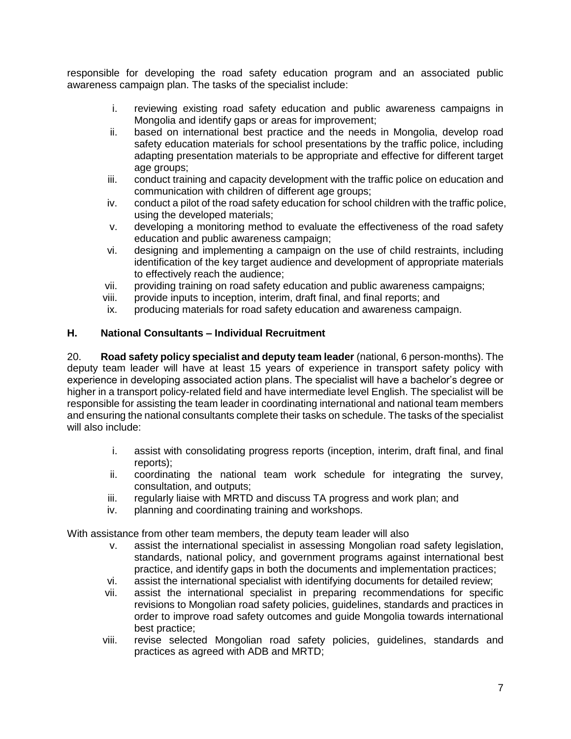responsible for developing the road safety education program and an associated public awareness campaign plan. The tasks of the specialist include:

i. reviewing existing road safety education and public awareness campaigns in Mongolia and identify gaps or areas for improvement;
ii. based on international best practice and the needs in Mongolia, develop road safety education materials for school presentations by the traffic police, including adapting presentation materials to be appropriate and effective for different target age groups;
iii. conduct training and capacity development with the traffic police on education and communication with children of different age groups;
iv. conduct a pilot of the road safety education for school children with the traffic police, using the developed materials;
v. developing a monitoring method to evaluate the effectiveness of the road safety education and public awareness campaign;
vi. designing and implementing a campaign on the use of child restraints, including identification of the key target audience and development of appropriate materials to effectively reach the audience;
vii. providing training on road safety education and public awareness campaigns;
viii. provide inputs to inception, interim, draft final, and final reports; and
ix. producing materials for road safety education and awareness campaign.

### H. National Consultants – Individual Recruitment

20. **Road safety policy specialist and deputy team leader** (national, 6 person-months). The deputy team leader will have at least 15 years of experience in transport safety policy with experience in developing associated action plans. The specialist will have a bachelor's degree or higher in a transport policy-related field and have intermediate level English. The specialist will be responsible for assisting the team leader in coordinating international and national team members and ensuring the national consultants complete their tasks on schedule. The tasks of the specialist will also include:

i. assist with consolidating progress reports (inception, interim, draft final, and final reports);
ii. coordinating the national team work schedule for integrating the survey, consultation, and outputs;
iii. regularly liaise with MRTD and discuss TA progress and work plan; and
iv. planning and coordinating training and workshops.

With assistance from other team members, the deputy team leader will also

v. assist the international specialist in assessing Mongolian road safety legislation, standards, national policy, and government programs against international best practice, and identify gaps in both the documents and implementation practices;
vi. assist the international specialist with identifying documents for detailed review;
vii. assist the international specialist in preparing recommendations for specific revisions to Mongolian road safety policies, guidelines, standards and practices in order to improve road safety outcomes and guide Mongolia towards international best practice;
viii. revise selected Mongolian road safety policies, guidelines, standards and practices as agreed with ADB and MRTD;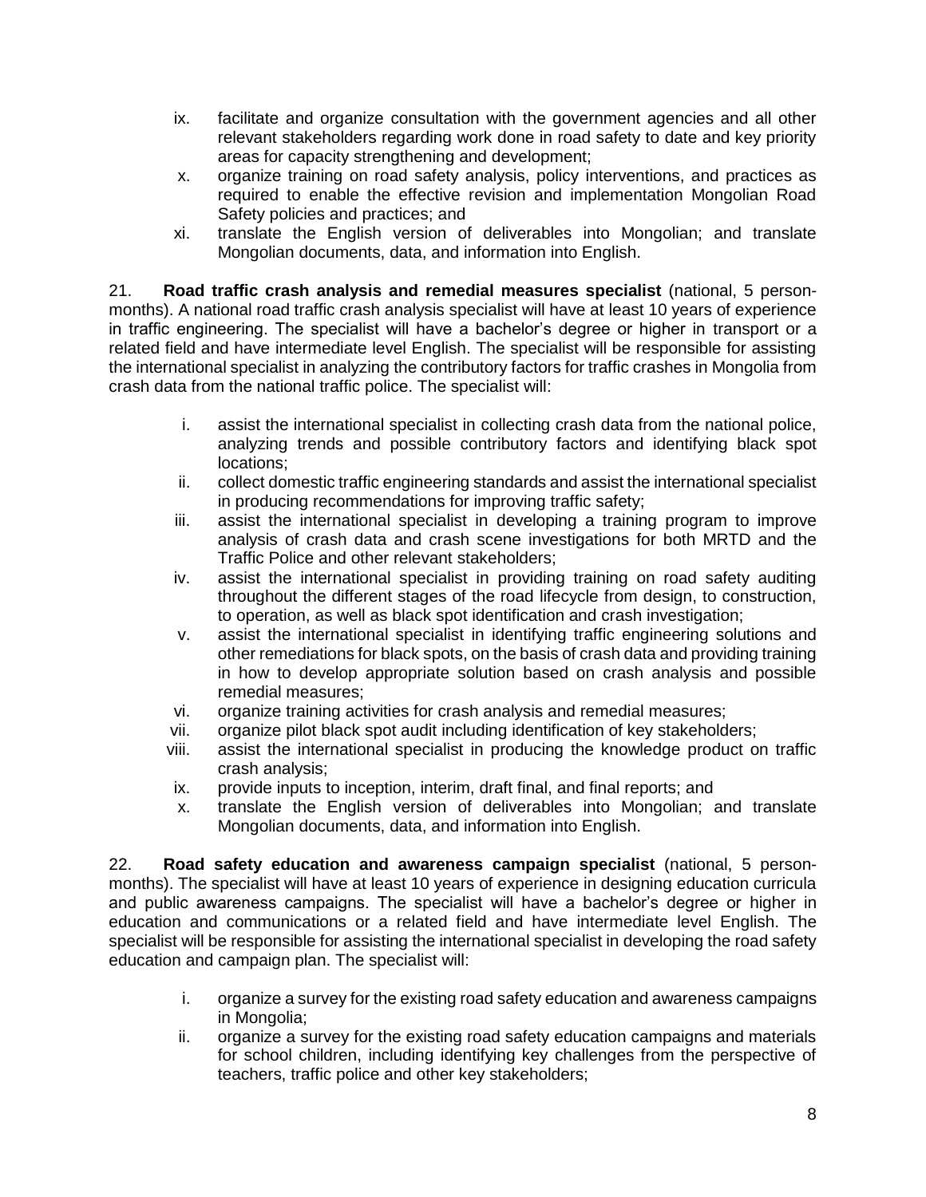ix. facilitate and organize consultation with the government agencies and all other relevant stakeholders regarding work done in road safety to date and key priority areas for capacity strengthening and development;
x. organize training on road safety analysis, policy interventions, and practices as required to enable the effective revision and implementation Mongolian Road Safety policies and practices; and
xi. translate the English version of deliverables into Mongolian; and translate Mongolian documents, data, and information into English.

21. **Road traffic crash analysis and remedial measures specialist** (national, 5 person-months). A national road traffic crash analysis specialist will have at least 10 years of experience in traffic engineering. The specialist will have a bachelor's degree or higher in transport or a related field and have intermediate level English. The specialist will be responsible for assisting the international specialist in analyzing the contributory factors for traffic crashes in Mongolia from crash data from the national traffic police. The specialist will:

i. assist the international specialist in collecting crash data from the national police, analyzing trends and possible contributory factors and identifying black spot locations;
ii. collect domestic traffic engineering standards and assist the international specialist in producing recommendations for improving traffic safety;
iii. assist the international specialist in developing a training program to improve analysis of crash data and crash scene investigations for both MRTD and the Traffic Police and other relevant stakeholders;
iv. assist the international specialist in providing training on road safety auditing throughout the different stages of the road lifecycle from design, to construction, to operation, as well as black spot identification and crash investigation;
v. assist the international specialist in identifying traffic engineering solutions and other remediations for black spots, on the basis of crash data and providing training in how to develop appropriate solution based on crash analysis and possible remedial measures;
vi. organize training activities for crash analysis and remedial measures;
vii. organize pilot black spot audit including identification of key stakeholders;
viii. assist the international specialist in producing the knowledge product on traffic crash analysis;
ix. provide inputs to inception, interim, draft final, and final reports; and
x. translate the English version of deliverables into Mongolian; and translate Mongolian documents, data, and information into English.

22. **Road safety education and awareness campaign specialist** (national, 5 person-months). The specialist will have at least 10 years of experience in designing education curricula and public awareness campaigns. The specialist will have a bachelor's degree or higher in education and communications or a related field and have intermediate level English. The specialist will be responsible for assisting the international specialist in developing the road safety education and campaign plan. The specialist will:

i. organize a survey for the existing road safety education and awareness campaigns in Mongolia;
ii. organize a survey for the existing road safety education campaigns and materials for school children, including identifying key challenges from the perspective of teachers, traffic police and other key stakeholders;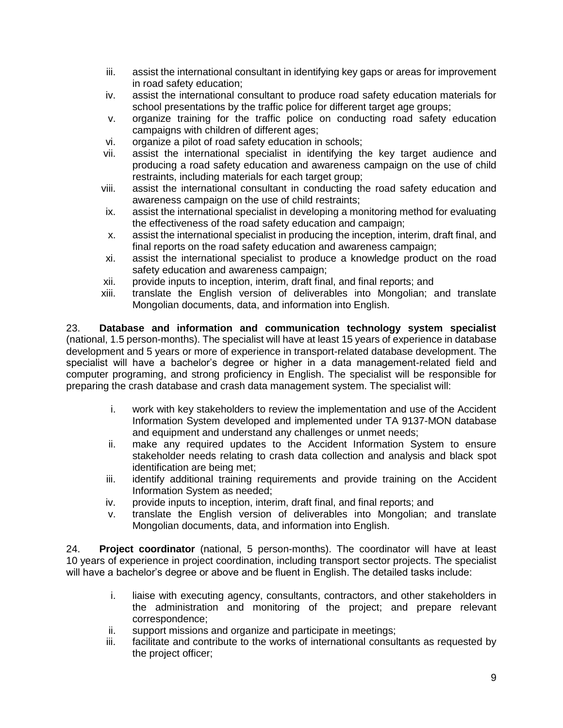iii. assist the international consultant in identifying key gaps or areas for improvement in road safety education;
iv. assist the international consultant to produce road safety education materials for school presentations by the traffic police for different target age groups;
v. organize training for the traffic police on conducting road safety education campaigns with children of different ages;
vi. organize a pilot of road safety education in schools;
vii. assist the international specialist in identifying the key target audience and producing a road safety education and awareness campaign on the use of child restraints, including materials for each target group;
viii. assist the international consultant in conducting the road safety education and awareness campaign on the use of child restraints;
ix. assist the international specialist in developing a monitoring method for evaluating the effectiveness of the road safety education and campaign;
x. assist the international specialist in producing the inception, interim, draft final, and final reports on the road safety education and awareness campaign;
xi. assist the international specialist to produce a knowledge product on the road safety education and awareness campaign;
xii. provide inputs to inception, interim, draft final, and final reports; and
xiii. translate the English version of deliverables into Mongolian; and translate Mongolian documents, data, and information into English.

23. **Database and information and communication technology system specialist** (national, 1.5 person-months). The specialist will have at least 15 years of experience in database development and 5 years or more of experience in transport-related database development. The specialist will have a bachelor's degree or higher in a data management-related field and computer programing, and strong proficiency in English. The specialist will be responsible for preparing the crash database and crash data management system. The specialist will:

i. work with key stakeholders to review the implementation and use of the Accident Information System developed and implemented under TA 9137-MON database and equipment and understand any challenges or unmet needs;
ii. make any required updates to the Accident Information System to ensure stakeholder needs relating to crash data collection and analysis and black spot identification are being met;
iii. identify additional training requirements and provide training on the Accident Information System as needed;
iv. provide inputs to inception, interim, draft final, and final reports; and
v. translate the English version of deliverables into Mongolian; and translate Mongolian documents, data, and information into English.

24. **Project coordinator** (national, 5 person-months). The coordinator will have at least 10 years of experience in project coordination, including transport sector projects. The specialist will have a bachelor's degree or above and be fluent in English. The detailed tasks include:

i. liaise with executing agency, consultants, contractors, and other stakeholders in the administration and monitoring of the project; and prepare relevant correspondence;
ii. support missions and organize and participate in meetings;
iii. facilitate and contribute to the works of international consultants as requested by the project officer;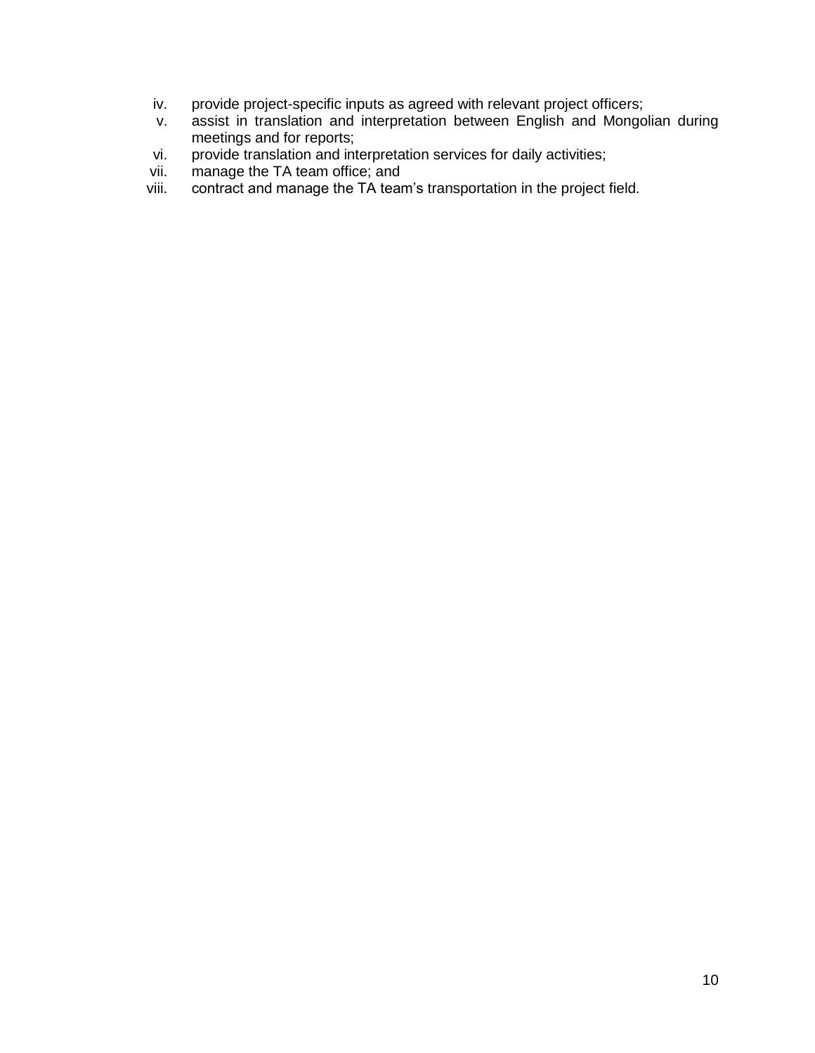iv. provide project-specific inputs as agreed with relevant project officers;
v. assist in translation and interpretation between English and Mongolian during meetings and for reports;
vi. provide translation and interpretation services for daily activities;
vii. manage the TA team office; and
viii. contract and manage the TA team's transportation in the project field.